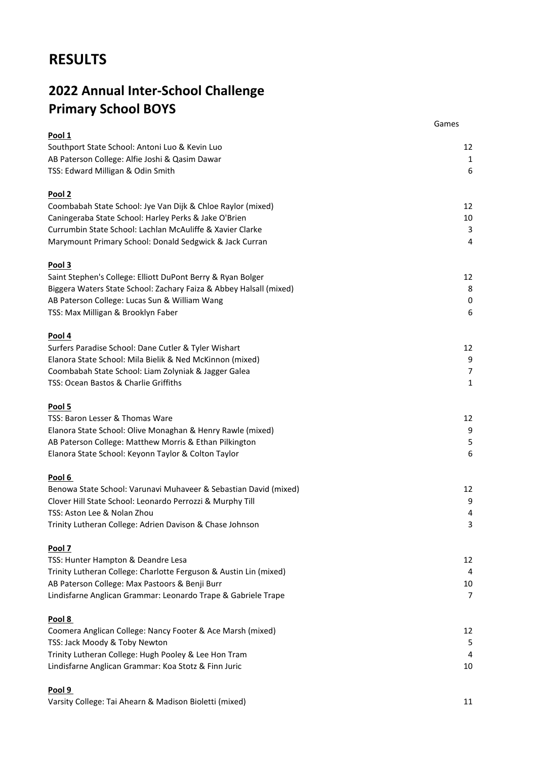# RESULTS

## 2022 Annual Inter-School Challenge
## Primary School BOYS

| | Games |
|---|---|
| **Pool 1** | |
| Southport State School: Antoni Luo & Kevin Luo | 12 |
| AB Paterson College: Alfie Joshi & Qasim Dawar | 1 |
| TSS: Edward Milligan & Odin Smith | 6 |
| **Pool 2** | |
| Coombabah State School: Jye Van Dijk & Chloe Raylor (mixed) | 12 |
| Caningeraba State School: Harley Perks & Jake O'Brien | 10 |
| Currumbin State School: Lachlan McAuliffe & Xavier Clarke | 3 |
| Marymount Primary School: Donald Sedgwick & Jack Curran | 4 |
| **Pool 3** | |
| Saint Stephen's College: Elliott DuPont Berry & Ryan Bolger | 12 |
| Biggera Waters State School: Zachary Faiza & Abbey Halsall (mixed) | 8 |
| AB Paterson College: Lucas Sun & William Wang | 0 |
| TSS: Max Milligan & Brooklyn Faber | 6 |
| **Pool 4** | |
| Surfers Paradise School: Dane Cutler & Tyler Wishart | 12 |
| Elanora State School: Mila Bielik & Ned McKinnon (mixed) | 9 |
| Coombabah State School: Liam Zolyniak & Jagger Galea | 7 |
| TSS: Ocean Bastos & Charlie Griffiths | 1 |
| **Pool 5** | |
| TSS: Baron Lesser & Thomas Ware | 12 |
| Elanora State School: Olive Monaghan & Henry Rawle (mixed) | 9 |
| AB Paterson College: Matthew Morris & Ethan Pilkington | 5 |
| Elanora State School: Keyonn Taylor & Colton Taylor | 6 |
| **Pool 6** | |
| Benowa State School: Varunavi Muhaveer & Sebastian David (mixed) | 12 |
| Clover Hill State School: Leonardo Perrozzi & Murphy Till | 9 |
| TSS: Aston Lee & Nolan Zhou | 4 |
| Trinity Lutheran College: Adrien Davison & Chase Johnson | 3 |
| **Pool 7** | |
| TSS: Hunter Hampton & Deandre Lesa | 12 |
| Trinity Lutheran College: Charlotte Ferguson & Austin Lin (mixed) | 4 |
| AB Paterson College: Max Pastoors & Benji Burr | 10 |
| Lindisfarne Anglican Grammar: Leonardo Trape & Gabriele Trape | 7 |
| **Pool 8** | |
| Coomera Anglican College: Nancy Footer & Ace Marsh (mixed) | 12 |
| TSS: Jack Moody & Toby Newton | 5 |
| Trinity Lutheran College: Hugh Pooley & Lee Hon Tram | 4 |
| Lindisfarne Anglican Grammar: Koa Stotz & Finn Juric | 10 |
| **Pool 9** | |
| Varsity College: Tai Ahearn & Madison Bioletti (mixed) | 11 |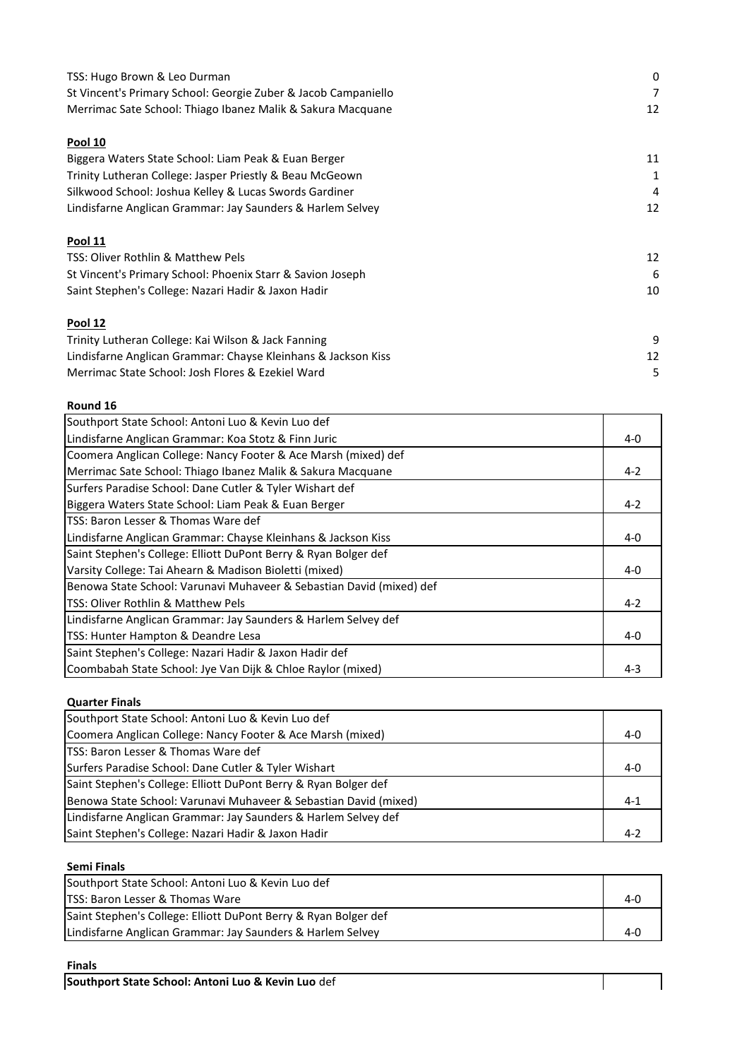| | |
|---|---|
| TSS: Hugo Brown & Leo Durman | 0 |
| St Vincent's Primary School: Georgie Zuber & Jacob Campaniello | 7 |
| Merrimac Sate School: Thiago Ibanez Malik & Sakura Macquane | 12 |

**Pool 10**

| | |
|---|---|
| Biggera Waters State School: Liam Peak & Euan Berger | 11 |
| Trinity Lutheran College: Jasper Priestly & Beau McGeown | 1 |
| Silkwood School: Joshua Kelley & Lucas Swords Gardiner | 4 |
| Lindisfarne Anglican Grammar: Jay Saunders & Harlem Selvey | 12 |

**Pool 11**

| | |
|---|---|
| TSS: Oliver Rothlin & Matthew Pels | 12 |
| St Vincent's Primary School: Phoenix Starr & Savion Joseph | 6 |
| Saint Stephen's College: Nazari Hadir & Jaxon Hadir | 10 |

**Pool 12**

| | |
|---|---|
| Trinity Lutheran College: Kai Wilson & Jack Fanning | 9 |
| Lindisfarne Anglican Grammar: Chayse Kleinhans & Jackson Kiss | 12 |
| Merrimac State School: Josh Flores & Ezekiel Ward | 5 |

**Round 16**

| Match | Score |
|---|---|
| Southport State School: Antoni Luo & Kevin Luo def Lindisfarne Anglican Grammar: Koa Stotz & Finn Juric | 4-0 |
| Coomera Anglican College: Nancy Footer & Ace Marsh (mixed) def Merrimac Sate School: Thiago Ibanez Malik & Sakura Macquane | 4-2 |
| Surfers Paradise School: Dane Cutler & Tyler Wishart def Biggera Waters State School: Liam Peak & Euan Berger | 4-2 |
| TSS: Baron Lesser & Thomas Ware def Lindisfarne Anglican Grammar: Chayse Kleinhans & Jackson Kiss | 4-0 |
| Saint Stephen's College: Elliott DuPont Berry & Ryan Bolger def Varsity College: Tai Ahearn & Madison Bioletti (mixed) | 4-0 |
| Benowa State School: Varunavi Muhaveer & Sebastian David (mixed) def TSS: Oliver Rothlin & Matthew Pels | 4-2 |
| Lindisfarne Anglican Grammar: Jay Saunders & Harlem Selvey def TSS: Hunter Hampton & Deandre Lesa | 4-0 |
| Saint Stephen's College: Nazari Hadir & Jaxon Hadir def Coombabah State School: Jye Van Dijk & Chloe Raylor (mixed) | 4-3 |

**Quarter Finals**

| Match | Score |
|---|---|
| Southport State School: Antoni Luo & Kevin Luo def Coomera Anglican College: Nancy Footer & Ace Marsh (mixed) | 4-0 |
| TSS: Baron Lesser & Thomas Ware def Surfers Paradise School: Dane Cutler & Tyler Wishart | 4-0 |
| Saint Stephen's College: Elliott DuPont Berry & Ryan Bolger def Benowa State School: Varunavi Muhaveer & Sebastian David (mixed) | 4-1 |
| Lindisfarne Anglican Grammar: Jay Saunders & Harlem Selvey def Saint Stephen's College: Nazari Hadir & Jaxon Hadir | 4-2 |

**Semi Finals**

| Match | Score |
|---|---|
| Southport State School: Antoni Luo & Kevin Luo def TSS: Baron Lesser & Thomas Ware | 4-0 |
| Saint Stephen's College: Elliott DuPont Berry & Ryan Bolger def Lindisfarne Anglican Grammar: Jay Saunders & Harlem Selvey | 4-0 |

**Finals**

| Match | Score |
|---|---|
| **Southport State School: Antoni Luo & Kevin Luo** def | |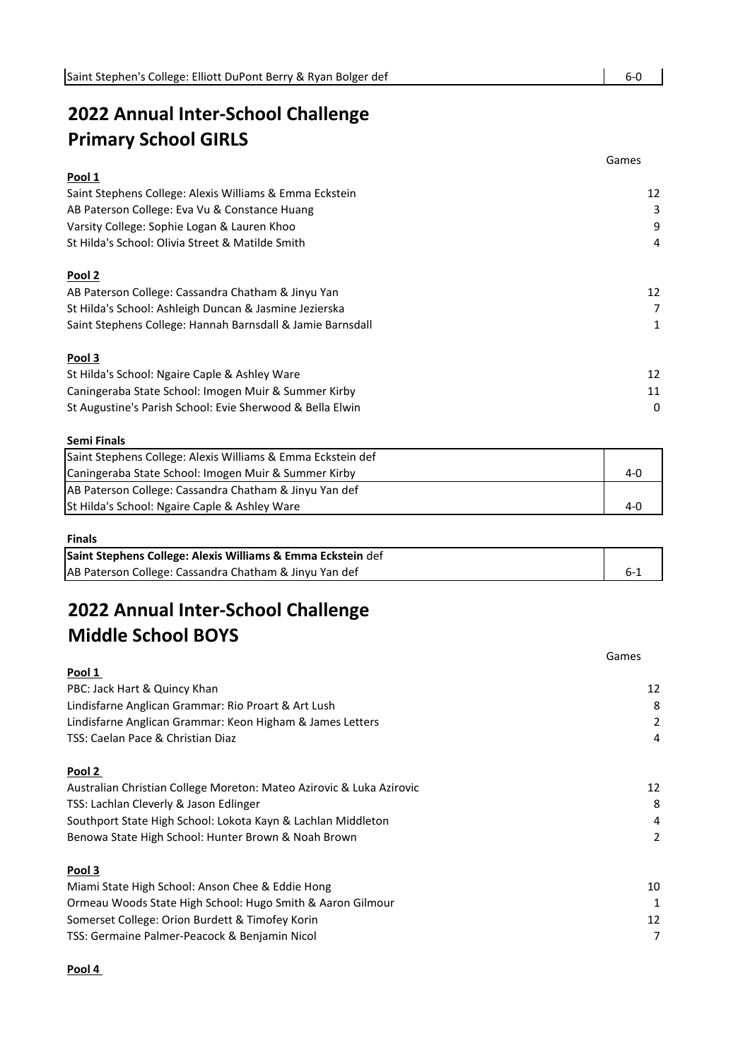| Saint Stephen's College: Elliott DuPont Berry & Ryan Bolger def | 6-0 |
|---|---|

## 2022 Annual Inter-School Challenge
## Primary School GIRLS

| | Games |
|---|---|
| **Pool 1** | |
| Saint Stephens College: Alexis Williams & Emma Eckstein | 12 |
| AB Paterson College: Eva Vu & Constance Huang | 3 |
| Varsity College: Sophie Logan & Lauren Khoo | 9 |
| St Hilda's School: Olivia Street & Matilde Smith | 4 |
| **Pool 2** | |
| AB Paterson College: Cassandra Chatham & Jinyu Yan | 12 |
| St Hilda's School: Ashleigh Duncan & Jasmine Jezierska | 7 |
| Saint Stephens College: Hannah Barnsdall & Jamie Barnsdall | 1 |
| **Pool 3** | |
| St Hilda's School: Ngaire Caple & Ashley Ware | 12 |
| Caningeraba State School: Imogen Muir & Summer Kirby | 11 |
| St Augustine's Parish School: Evie Sherwood & Bella Elwin | 0 |

**Semi Finals**

| | |
|---|---|
| Saint Stephens College: Alexis Williams & Emma Eckstein def<br>Caningeraba State School: Imogen Muir & Summer Kirby | 4-0 |
| AB Paterson College: Cassandra Chatham & Jinyu Yan def<br>St Hilda's School: Ngaire Caple & Ashley Ware | 4-0 |

**Finals**

| | |
|---|---|
| **Saint Stephens College: Alexis Williams & Emma Eckstein** def<br>AB Paterson College: Cassandra Chatham & Jinyu Yan def | 6-1 |

## 2022 Annual Inter-School Challenge
## Middle School BOYS

| | Games |
|---|---|
| **Pool 1** | |
| PBC: Jack Hart & Quincy Khan | 12 |
| Lindisfarne Anglican Grammar: Rio Proart & Art Lush | 8 |
| Lindisfarne Anglican Grammar: Keon Higham & James Letters | 2 |
| TSS: Caelan Pace & Christian Diaz | 4 |
| **Pool 2** | |
| Australian Christian College Moreton: Mateo Azirovic & Luka Azirovic | 12 |
| TSS: Lachlan Cleverly & Jason Edlinger | 8 |
| Southport State High School: Lokota Kayn & Lachlan Middleton | 4 |
| Benowa State High School: Hunter Brown & Noah Brown | 2 |
| **Pool 3** | |
| Miami State High School: Anson Chee & Eddie Hong | 10 |
| Ormeau Woods State High School: Hugo Smith & Aaron Gilmour | 1 |
| Somerset College: Orion Burdett & Timofey Korin | 12 |
| TSS: Germaine Palmer-Peacock & Benjamin Nicol | 7 |

**Pool 4**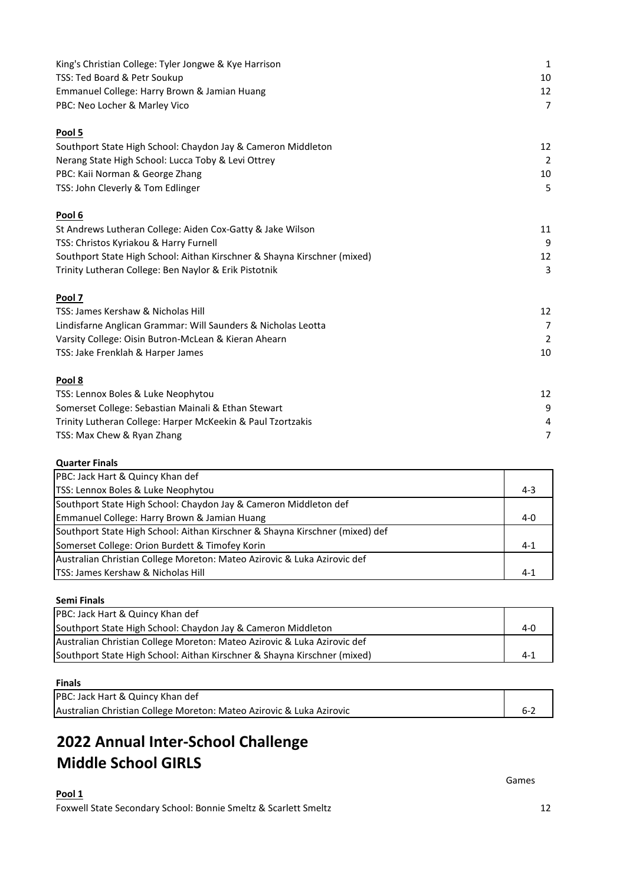| | |
|---|---|
| King's Christian College: Tyler Jongwe & Kye Harrison | 1 |
| TSS: Ted Board & Petr Soukup | 10 |
| Emmanuel College: Harry Brown & Jamian Huang | 12 |
| PBC: Neo Locher & Marley Vico | 7 |

**Pool 5**

| | |
|---|---|
| Southport State High School: Chaydon Jay & Cameron Middleton | 12 |
| Nerang State High School: Lucca Toby & Levi Ottrey | 2 |
| PBC: Kaii Norman & George Zhang | 10 |
| TSS: John Cleverly & Tom Edlinger | 5 |

**Pool 6**

| | |
|---|---|
| St Andrews Lutheran College: Aiden Cox-Gatty & Jake Wilson | 11 |
| TSS: Christos Kyriakou & Harry Furnell | 9 |
| Southport State High School: Aithan Kirschner & Shayna Kirschner (mixed) | 12 |
| Trinity Lutheran College: Ben Naylor & Erik Pistotnik | 3 |

**Pool 7**

| | |
|---|---|
| TSS: James Kershaw & Nicholas Hill | 12 |
| Lindisfarne Anglican Grammar: Will Saunders & Nicholas Leotta | 7 |
| Varsity College: Oisin Butron-McLean & Kieran Ahearn | 2 |
| TSS: Jake Frenklah & Harper James | 10 |

**Pool 8**

| | |
|---|---|
| TSS: Lennox Boles & Luke Neophytou | 12 |
| Somerset College: Sebastian Mainali & Ethan Stewart | 9 |
| Trinity Lutheran College: Harper McKeekin & Paul Tzortzakis | 4 |
| TSS: Max Chew & Ryan Zhang | 7 |

**Quarter Finals**

| | |
|---|---|
| PBC: Jack Hart & Quincy Khan def<br>TSS: Lennox Boles & Luke Neophytou | 4-3 |
| Southport State High School: Chaydon Jay & Cameron Middleton def<br>Emmanuel College: Harry Brown & Jamian Huang | 4-0 |
| Southport State High School: Aithan Kirschner & Shayna Kirschner (mixed) def<br>Somerset College: Orion Burdett & Timofey Korin | 4-1 |
| Australian Christian College Moreton: Mateo Azirovic & Luka Azirovic def<br>TSS: James Kershaw & Nicholas Hill | 4-1 |

**Semi Finals**

| | |
|---|---|
| PBC: Jack Hart & Quincy Khan def<br>Southport State High School: Chaydon Jay & Cameron Middleton | 4-0 |
| Australian Christian College Moreton: Mateo Azirovic & Luka Azirovic def<br>Southport State High School: Aithan Kirschner & Shayna Kirschner (mixed) | 4-1 |

**Finals**

| | |
|---|---|
| PBC: Jack Hart & Quincy Khan def<br>Australian Christian College Moreton: Mateo Azirovic & Luka Azirovic | 6-2 |

# 2022 Annual Inter-School Challenge
# Middle School GIRLS

**Pool 1**

| | Games |
|---|---|
| Foxwell State Secondary School: Bonnie Smeltz & Scarlett Smeltz | 12 |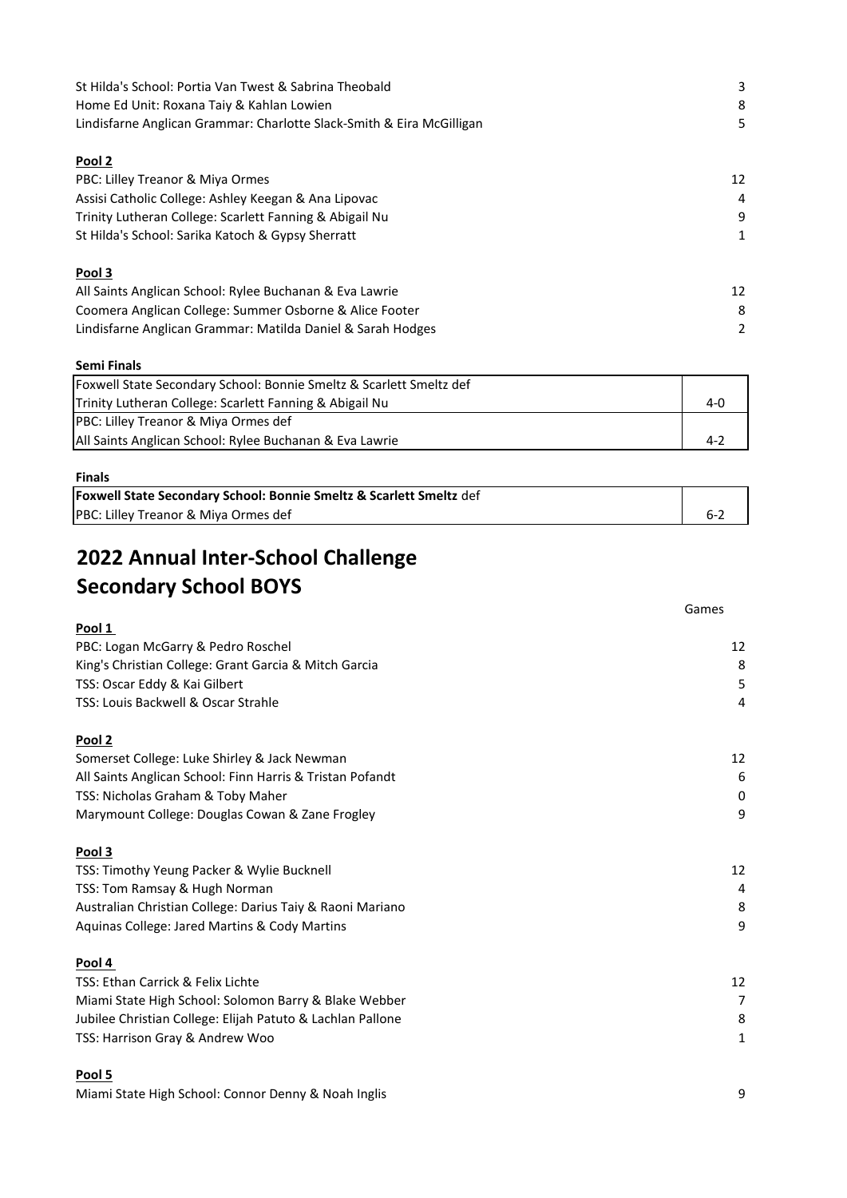| | |
|---|---|
| St Hilda's School: Portia Van Twest & Sabrina Theobald | 3 |
| Home Ed Unit: Roxana Taiy & Kahlan Lowien | 8 |
| Lindisfarne Anglican Grammar: Charlotte Slack-Smith & Eira McGilligan | 5 |

**Pool 2**

| | |
|---|---|
| PBC: Lilley Treanor & Miya Ormes | 12 |
| Assisi Catholic College: Ashley Keegan & Ana Lipovac | 4 |
| Trinity Lutheran College: Scarlett Fanning & Abigail Nu | 9 |
| St Hilda's School: Sarika Katoch & Gypsy Sherratt | 1 |

**Pool 3**

| | |
|---|---|
| All Saints Anglican School: Rylee Buchanan & Eva Lawrie | 12 |
| Coomera Anglican College: Summer Osborne & Alice Footer | 8 |
| Lindisfarne Anglican Grammar: Matilda Daniel & Sarah Hodges | 2 |

**Semi Finals**

| | |
|---|---|
| Foxwell State Secondary School: Bonnie Smeltz & Scarlett Smeltz def Trinity Lutheran College: Scarlett Fanning & Abigail Nu | 4-0 |
| PBC: Lilley Treanor & Miya Ormes def All Saints Anglican School: Rylee Buchanan & Eva Lawrie | 4-2 |

**Finals**

| | |
|---|---|
| **Foxwell State Secondary School: Bonnie Smeltz & Scarlett Smeltz** def PBC: Lilley Treanor & Miya Ormes def | 6-2 |

## 2022 Annual Inter-School Challenge Secondary School BOYS

**Pool 1**

| | Games |
|---|---|
| PBC: Logan McGarry & Pedro Roschel | 12 |
| King's Christian College: Grant Garcia & Mitch Garcia | 8 |
| TSS: Oscar Eddy & Kai Gilbert | 5 |
| TSS: Louis Backwell & Oscar Strahle | 4 |

**Pool 2**

| | |
|---|---|
| Somerset College: Luke Shirley & Jack Newman | 12 |
| All Saints Anglican School: Finn Harris & Tristan Pofandt | 6 |
| TSS: Nicholas Graham & Toby Maher | 0 |
| Marymount College: Douglas Cowan & Zane Frogley | 9 |

**Pool 3**

| | |
|---|---|
| TSS: Timothy Yeung Packer & Wylie Bucknell | 12 |
| TSS: Tom Ramsay & Hugh Norman | 4 |
| Australian Christian College: Darius Taiy & Raoni Mariano | 8 |
| Aquinas College: Jared Martins & Cody Martins | 9 |

**Pool 4**

| | |
|---|---|
| TSS: Ethan Carrick & Felix Lichte | 12 |
| Miami State High School: Solomon Barry & Blake Webber | 7 |
| Jubilee Christian College: Elijah Patuto & Lachlan Pallone | 8 |
| TSS: Harrison Gray & Andrew Woo | 1 |

**Pool 5**

| | |
|---|---|
| Miami State High School: Connor Denny & Noah Inglis | 9 |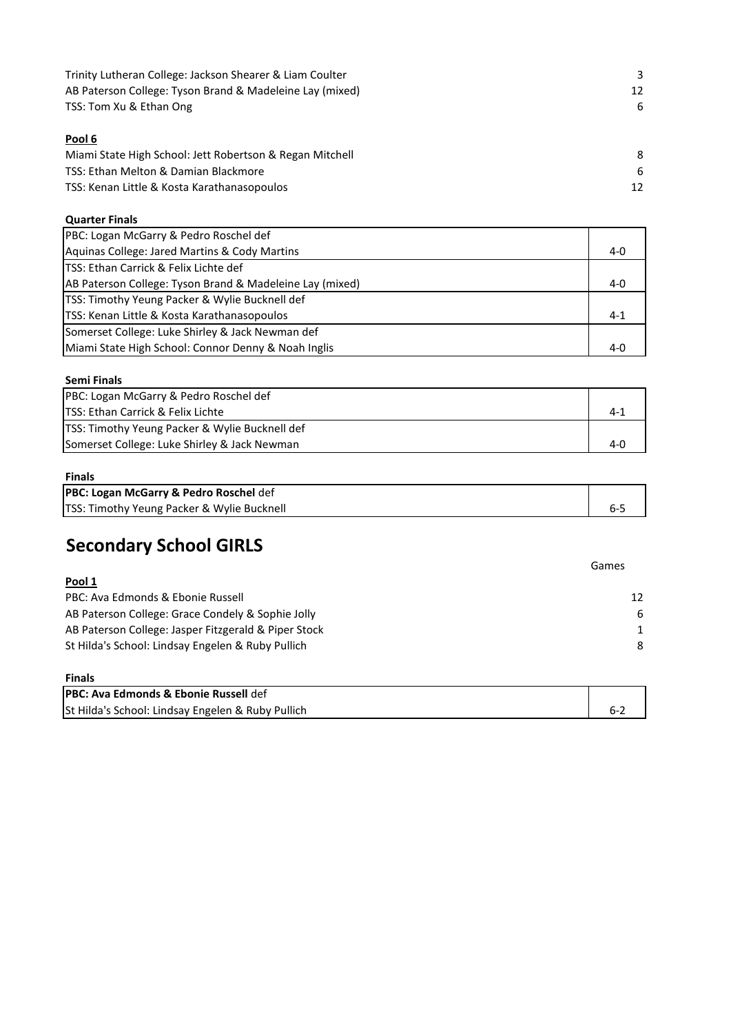| | |
|---|---|
| Trinity Lutheran College: Jackson Shearer & Liam Coulter | 3 |
| AB Paterson College: Tyson Brand & Madeleine Lay (mixed) | 12 |
| TSS: Tom Xu & Ethan Ong | 6 |

**Pool 6**

| | |
|---|---|
| Miami State High School: Jett Robertson & Regan Mitchell | 8 |
| TSS: Ethan Melton & Damian Blackmore | 6 |
| TSS: Kenan Little & Kosta Karathanasopoulos | 12 |

**Quarter Finals**

| | |
|---|---|
| PBC: Logan McGarry & Pedro Roschel def<br>Aquinas College: Jared Martins & Cody Martins | 4-0 |
| TSS: Ethan Carrick & Felix Lichte def<br>AB Paterson College: Tyson Brand & Madeleine Lay (mixed) | 4-0 |
| TSS: Timothy Yeung Packer & Wylie Bucknell def<br>TSS: Kenan Little & Kosta Karathanasopoulos | 4-1 |
| Somerset College: Luke Shirley & Jack Newman def<br>Miami State High School: Connor Denny & Noah Inglis | 4-0 |

**Semi Finals**

| | |
|---|---|
| PBC: Logan McGarry & Pedro Roschel def<br>TSS: Ethan Carrick & Felix Lichte | 4-1 |
| TSS: Timothy Yeung Packer & Wylie Bucknell def<br>Somerset College: Luke Shirley & Jack Newman | 4-0 |

**Finals**

| | |
|---|---|
| **PBC: Logan McGarry & Pedro Roschel** def<br>TSS: Timothy Yeung Packer & Wylie Bucknell | 6-5 |

## Secondary School GIRLS

**Pool 1**

| | Games |
|---|---|
| PBC: Ava Edmonds & Ebonie Russell | 12 |
| AB Paterson College: Grace Condely & Sophie Jolly | 6 |
| AB Paterson College: Jasper Fitzgerald & Piper Stock | 1 |
| St Hilda's School: Lindsay Engelen & Ruby Pullich | 8 |

**Finals**

| | |
|---|---|
| **PBC: Ava Edmonds & Ebonie Russell** def<br>St Hilda's School: Lindsay Engelen & Ruby Pullich | 6-2 |